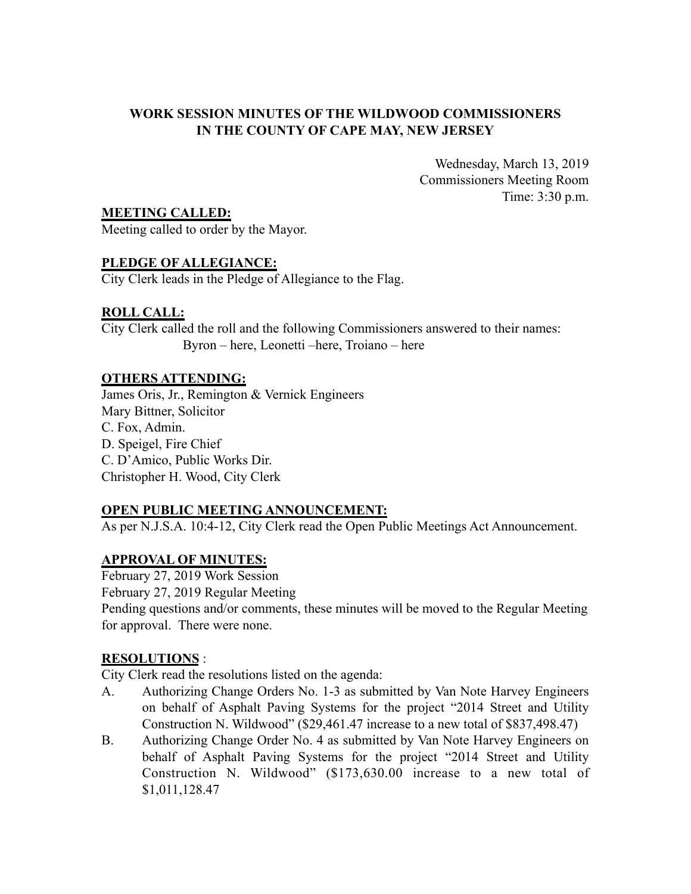# WORK SESSION MINUTES OF THE WILDWOOD COMMISSIONERS IN THE COUNTY OF CAPE MAY, NEW JERSEY

Wednesday, March 13, 2019
Commissioners Meeting Room
Time: 3:30 p.m.

## MEETING CALLED:

Meeting called to order by the Mayor.

## PLEDGE OF ALLEGIANCE:

City Clerk leads in the Pledge of Allegiance to the Flag.

## ROLL CALL:

City Clerk called the roll and the following Commissioners answered to their names:

Byron – here, Leonetti –here, Troiano – here

## OTHERS ATTENDING:

James Oris, Jr., Remington & Vernick Engineers
Mary Bittner, Solicitor
C. Fox, Admin.
D. Speigel, Fire Chief
C. D'Amico, Public Works Dir.
Christopher H. Wood, City Clerk

## OPEN PUBLIC MEETING ANNOUNCEMENT:

As per N.J.S.A. 10:4-12, City Clerk read the Open Public Meetings Act Announcement.

## APPROVAL OF MINUTES:

February 27, 2019 Work Session
February 27, 2019 Regular Meeting
Pending questions and/or comments, these minutes will be moved to the Regular Meeting for approval. There were none.

## RESOLUTIONS :

City Clerk read the resolutions listed on the agenda:

A. Authorizing Change Orders No. 1-3 as submitted by Van Note Harvey Engineers on behalf of Asphalt Paving Systems for the project "2014 Street and Utility Construction N. Wildwood" ($29,461.47 increase to a new total of $837,498.47)

B. Authorizing Change Order No. 4 as submitted by Van Note Harvey Engineers on behalf of Asphalt Paving Systems for the project "2014 Street and Utility Construction N. Wildwood" ($173,630.00 increase to a new total of $1,011,128.47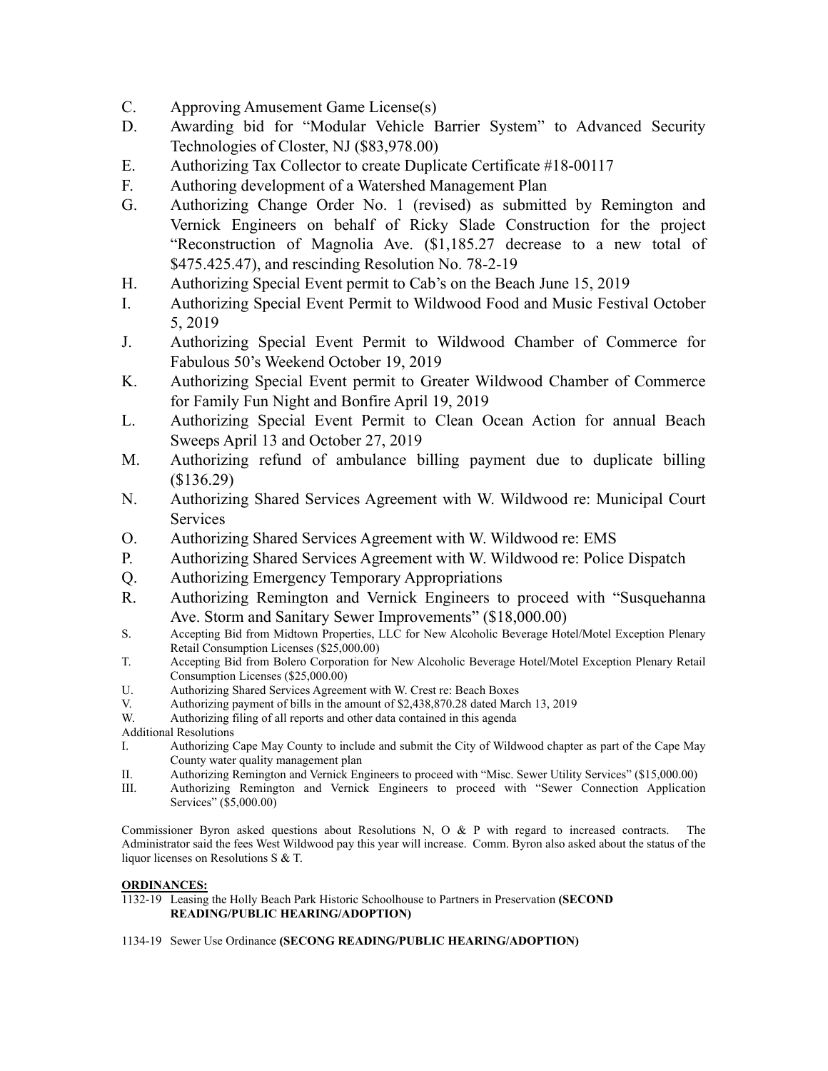C. Approving Amusement Game License(s)

D. Awarding bid for "Modular Vehicle Barrier System" to Advanced Security Technologies of Closter, NJ ($83,978.00)

E. Authorizing Tax Collector to create Duplicate Certificate #18-00117

F. Authoring development of a Watershed Management Plan

G. Authorizing Change Order No. 1 (revised) as submitted by Remington and Vernick Engineers on behalf of Ricky Slade Construction for the project "Reconstruction of Magnolia Ave. ($1,185.27 decrease to a new total of $475.425.47), and rescinding Resolution No. 78-2-19

H. Authorizing Special Event permit to Cab's on the Beach June 15, 2019

I. Authorizing Special Event Permit to Wildwood Food and Music Festival October 5, 2019

J. Authorizing Special Event Permit to Wildwood Chamber of Commerce for Fabulous 50's Weekend October 19, 2019

K. Authorizing Special Event permit to Greater Wildwood Chamber of Commerce for Family Fun Night and Bonfire April 19, 2019

L. Authorizing Special Event Permit to Clean Ocean Action for annual Beach Sweeps April 13 and October 27, 2019

M. Authorizing refund of ambulance billing payment due to duplicate billing ($136.29)

N. Authorizing Shared Services Agreement with W. Wildwood re: Municipal Court Services

O. Authorizing Shared Services Agreement with W. Wildwood re: EMS

P. Authorizing Shared Services Agreement with W. Wildwood re: Police Dispatch

Q. Authorizing Emergency Temporary Appropriations

R. Authorizing Remington and Vernick Engineers to proceed with "Susquehanna Ave. Storm and Sanitary Sewer Improvements" ($18,000.00)

S. Accepting Bid from Midtown Properties, LLC for New Alcoholic Beverage Hotel/Motel Exception Plenary Retail Consumption Licenses ($25,000.00)

T. Accepting Bid from Bolero Corporation for New Alcoholic Beverage Hotel/Motel Exception Plenary Retail Consumption Licenses ($25,000.00)

U. Authorizing Shared Services Agreement with W. Crest re: Beach Boxes

V. Authorizing payment of bills in the amount of $2,438,870.28 dated March 13, 2019

W. Authorizing filing of all reports and other data contained in this agenda

Additional Resolutions

I. Authorizing Cape May County to include and submit the City of Wildwood chapter as part of the Cape May County water quality management plan

II. Authorizing Remington and Vernick Engineers to proceed with "Misc. Sewer Utility Services" ($15,000.00)

III. Authorizing Remington and Vernick Engineers to proceed with "Sewer Connection Application Services" ($5,000.00)

Commissioner Byron asked questions about Resolutions N, O & P with regard to increased contracts. The Administrator said the fees West Wildwood pay this year will increase. Comm. Byron also asked about the status of the liquor licenses on Resolutions S & T.

**ORDINANCES:**

1132-19 Leasing the Holly Beach Park Historic Schoolhouse to Partners in Preservation **(SECOND READING/PUBLIC HEARING/ADOPTION)**

1134-19 Sewer Use Ordinance **(SECONG READING/PUBLIC HEARING/ADOPTION)**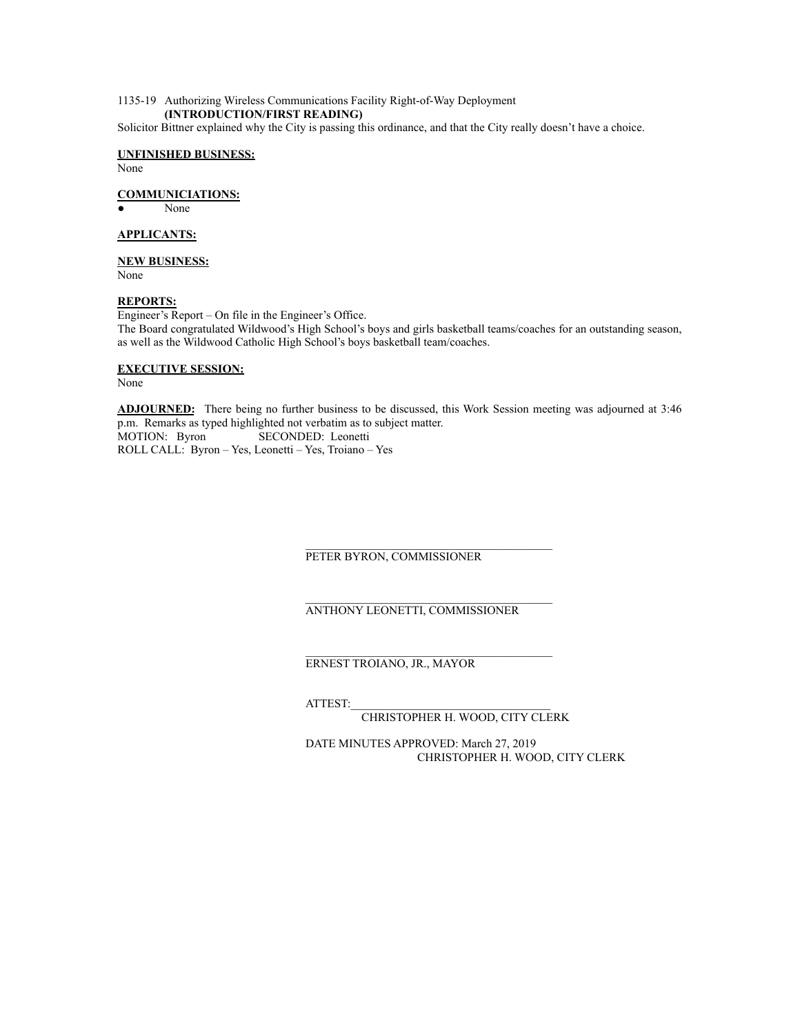1135-19 Authorizing Wireless Communications Facility Right-of-Way Deployment
**(INTRODUCTION/FIRST READING)**

Solicitor Bittner explained why the City is passing this ordinance, and that the City really doesn't have a choice.

**UNFINISHED BUSINESS:**

None

**COMMUNICIATIONS:**

- None

**APPLICANTS:**

**NEW BUSINESS:**

None

**REPORTS:**

Engineer's Report – On file in the Engineer's Office.
The Board congratulated Wildwood's High School's boys and girls basketball teams/coaches for an outstanding season, as well as the Wildwood Catholic High School's boys basketball team/coaches.

**EXECUTIVE SESSION:**

None

**ADJOURNED:** There being no further business to be discussed, this Work Session meeting was adjourned at 3:46 p.m. Remarks as typed highlighted not verbatim as to subject matter.
MOTION: Byron SECONDED: Leonetti
ROLL CALL: Byron – Yes, Leonetti – Yes, Troiano – Yes

PETER BYRON, COMMISSIONER

ANTHONY LEONETTI, COMMISSIONER

ERNEST TROIANO, JR., MAYOR

ATTEST:
CHRISTOPHER H. WOOD, CITY CLERK

DATE MINUTES APPROVED: March 27, 2019
CHRISTOPHER H. WOOD, CITY CLERK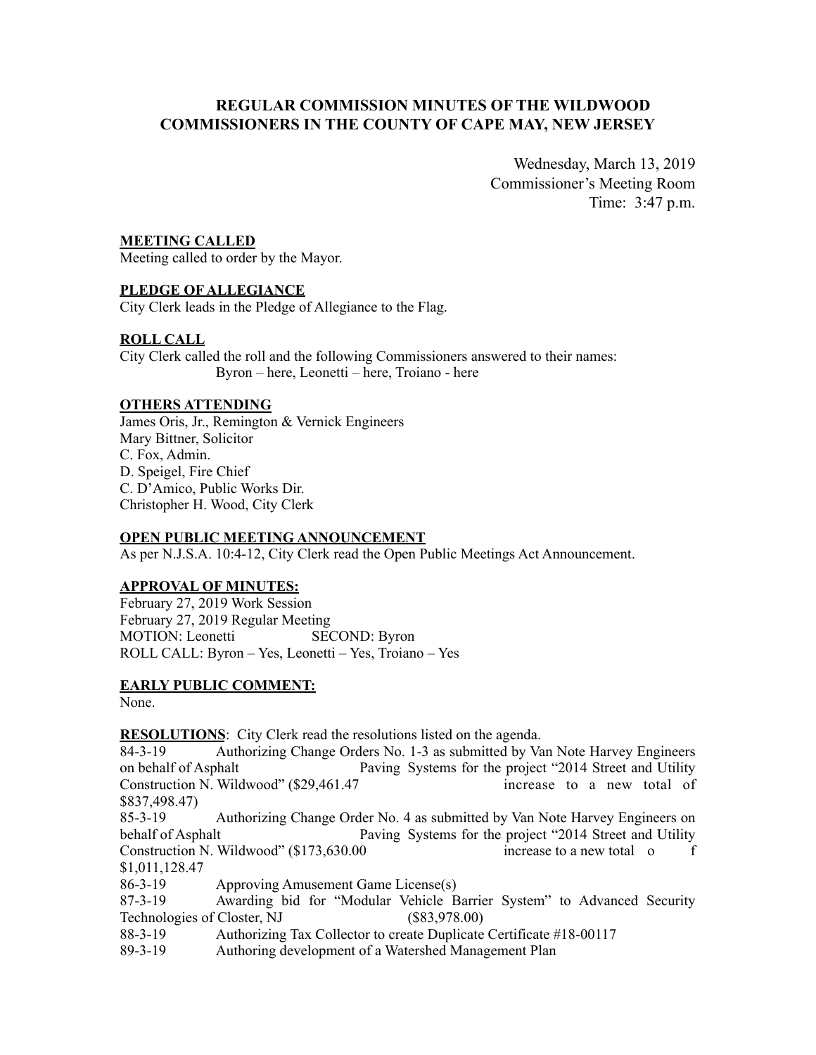**REGULAR COMMISSION MINUTES OF THE WILDWOOD COMMISSIONERS IN THE COUNTY OF CAPE MAY, NEW JERSEY**

Wednesday, March 13, 2019
Commissioner's Meeting Room
Time: 3:47 p.m.

**MEETING CALLED**

Meeting called to order by the Mayor.

**PLEDGE OF ALLEGIANCE**

City Clerk leads in the Pledge of Allegiance to the Flag.

**ROLL CALL**

City Clerk called the roll and the following Commissioners answered to their names:
Byron – here, Leonetti – here, Troiano - here

**OTHERS ATTENDING**

James Oris, Jr., Remington & Vernick Engineers
Mary Bittner, Solicitor
C. Fox, Admin.
D. Speigel, Fire Chief
C. D'Amico, Public Works Dir.
Christopher H. Wood, City Clerk

**OPEN PUBLIC MEETING ANNOUNCEMENT**

As per N.J.S.A. 10:4-12, City Clerk read the Open Public Meetings Act Announcement.

**APPROVAL OF MINUTES:**

February 27, 2019 Work Session
February 27, 2019 Regular Meeting
MOTION: Leonetti SECOND: Byron
ROLL CALL: Byron – Yes, Leonetti – Yes, Troiano – Yes

**EARLY PUBLIC COMMENT:**

None.

**RESOLUTIONS**: City Clerk read the resolutions listed on the agenda.

84-3-19 Authorizing Change Orders No. 1-3 as submitted by Van Note Harvey Engineers on behalf of Asphalt Paving Systems for the project "2014 Street and Utility Construction N. Wildwood" ($29,461.47 increase to a new total of $837,498.47)

85-3-19 Authorizing Change Order No. 4 as submitted by Van Note Harvey Engineers on behalf of Asphalt Paving Systems for the project "2014 Street and Utility Construction N. Wildwood" ($173,630.00 increase to a new total of $1,011,128.47

86-3-19 Approving Amusement Game License(s)

87-3-19 Awarding bid for "Modular Vehicle Barrier System" to Advanced Security Technologies of Closter, NJ ($83,978.00)

88-3-19 Authorizing Tax Collector to create Duplicate Certificate #18-00117

89-3-19 Authoring development of a Watershed Management Plan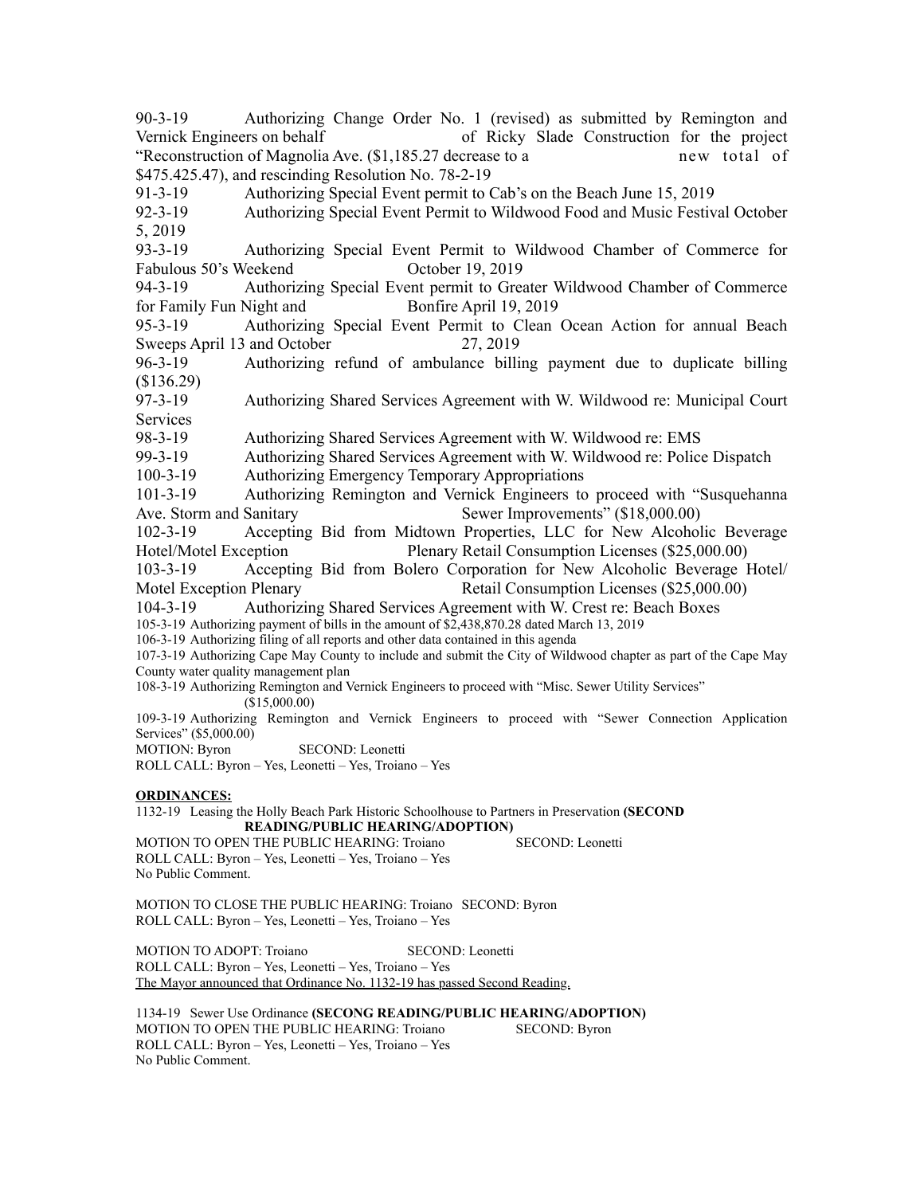90-3-19 Authorizing Change Order No. 1 (revised) as submitted by Remington and Vernick Engineers on behalf of Ricky Slade Construction for the project "Reconstruction of Magnolia Ave. ($1,185.27 decrease to a new total of $475.425.47), and rescinding Resolution No. 78-2-19

91-3-19 Authorizing Special Event permit to Cab's on the Beach June 15, 2019

92-3-19 Authorizing Special Event Permit to Wildwood Food and Music Festival October 5, 2019

93-3-19 Authorizing Special Event Permit to Wildwood Chamber of Commerce for Fabulous 50's Weekend October 19, 2019

94-3-19 Authorizing Special Event permit to Greater Wildwood Chamber of Commerce for Family Fun Night and Bonfire April 19, 2019

95-3-19 Authorizing Special Event Permit to Clean Ocean Action for annual Beach Sweeps April 13 and October 27, 2019

96-3-19 Authorizing refund of ambulance billing payment due to duplicate billing ($136.29)

97-3-19 Authorizing Shared Services Agreement with W. Wildwood re: Municipal Court Services

98-3-19 Authorizing Shared Services Agreement with W. Wildwood re: EMS

99-3-19 Authorizing Shared Services Agreement with W. Wildwood re: Police Dispatch

100-3-19 Authorizing Emergency Temporary Appropriations

101-3-19 Authorizing Remington and Vernick Engineers to proceed with "Susquehanna Ave. Storm and Sanitary Sewer Improvements" ($18,000.00)

102-3-19 Accepting Bid from Midtown Properties, LLC for New Alcoholic Beverage Hotel/Motel Exception Plenary Retail Consumption Licenses ($25,000.00)

103-3-19 Accepting Bid from Bolero Corporation for New Alcoholic Beverage Hotel/ Motel Exception Plenary Retail Consumption Licenses ($25,000.00)

104-3-19 Authorizing Shared Services Agreement with W. Crest re: Beach Boxes

105-3-19 Authorizing payment of bills in the amount of $2,438,870.28 dated March 13, 2019

106-3-19 Authorizing filing of all reports and other data contained in this agenda

107-3-19 Authorizing Cape May County to include and submit the City of Wildwood chapter as part of the Cape May County water quality management plan

108-3-19 Authorizing Remington and Vernick Engineers to proceed with "Misc. Sewer Utility Services" ($15,000.00)

109-3-19 Authorizing Remington and Vernick Engineers to proceed with "Sewer Connection Application Services" ($5,000.00)

MOTION: Byron SECOND: Leonetti

ROLL CALL: Byron – Yes, Leonetti – Yes, Troiano – Yes

**ORDINANCES:**

1132-19 Leasing the Holly Beach Park Historic Schoolhouse to Partners in Preservation **(SECOND READING/PUBLIC HEARING/ADOPTION)**

MOTION TO OPEN THE PUBLIC HEARING: Troiano SECOND: Leonetti

ROLL CALL: Byron – Yes, Leonetti – Yes, Troiano – Yes

No Public Comment.

MOTION TO CLOSE THE PUBLIC HEARING: Troiano SECOND: Byron

ROLL CALL: Byron – Yes, Leonetti – Yes, Troiano – Yes

MOTION TO ADOPT: Troiano SECOND: Leonetti

ROLL CALL: Byron – Yes, Leonetti – Yes, Troiano – Yes

The Mayor announced that Ordinance No. 1132-19 has passed Second Reading.

1134-19 Sewer Use Ordinance **(SECONG READING/PUBLIC HEARING/ADOPTION)**

MOTION TO OPEN THE PUBLIC HEARING: Troiano SECOND: Byron

ROLL CALL: Byron – Yes, Leonetti – Yes, Troiano – Yes

No Public Comment.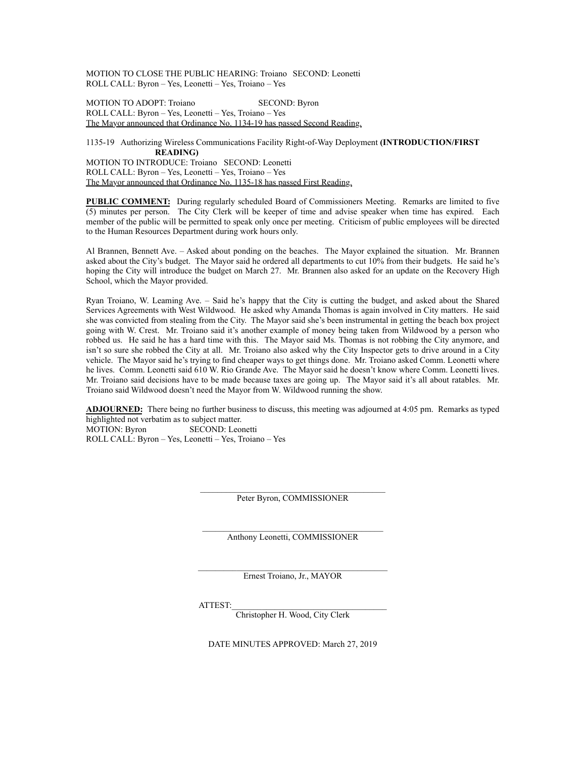MOTION TO CLOSE THE PUBLIC HEARING: Troiano SECOND: Leonetti
ROLL CALL: Byron – Yes, Leonetti – Yes, Troiano – Yes

MOTION TO ADOPT: Troiano SECOND: Byron
ROLL CALL: Byron – Yes, Leonetti – Yes, Troiano – Yes
<u>The Mayor announced that Ordinance No. 1134-19 has passed Second Reading.</u>

1135-19 Authorizing Wireless Communications Facility Right-of-Way Deployment **(INTRODUCTION/FIRST READING)**
MOTION TO INTRODUCE: Troiano SECOND: Leonetti
ROLL CALL: Byron – Yes, Leonetti – Yes, Troiano – Yes
<u>The Mayor announced that Ordinance No. 1135-18 has passed First Reading.</u>

**<u>PUBLIC COMMENT:</u>** During regularly scheduled Board of Commissioners Meeting. Remarks are limited to five (5) minutes per person. The City Clerk will be keeper of time and advise speaker when time has expired. Each member of the public will be permitted to speak only once per meeting. Criticism of public employees will be directed to the Human Resources Department during work hours only.

Al Brannen, Bennett Ave. – Asked about ponding on the beaches. The Mayor explained the situation. Mr. Brannen asked about the City's budget. The Mayor said he ordered all departments to cut 10% from their budgets. He said he's hoping the City will introduce the budget on March 27. Mr. Brannen also asked for an update on the Recovery High School, which the Mayor provided.

Ryan Troiano, W. Leaming Ave. – Said he's happy that the City is cutting the budget, and asked about the Shared Services Agreements with West Wildwood. He asked why Amanda Thomas is again involved in City matters. He said she was convicted from stealing from the City. The Mayor said she's been instrumental in getting the beach box project going with W. Crest. Mr. Troiano said it's another example of money being taken from Wildwood by a person who robbed us. He said he has a hard time with this. The Mayor said Ms. Thomas is not robbing the City anymore, and isn't so sure she robbed the City at all. Mr. Troiano also asked why the City Inspector gets to drive around in a City vehicle. The Mayor said he's trying to find cheaper ways to get things done. Mr. Troiano asked Comm. Leonetti where he lives. Comm. Leonetti said 610 W. Rio Grande Ave. The Mayor said he doesn't know where Comm. Leonetti lives. Mr. Troiano said decisions have to be made because taxes are going up. The Mayor said it's all about ratables. Mr. Troiano said Wildwood doesn't need the Mayor from W. Wildwood running the show.

**<u>ADJOURNED:</u>** There being no further business to discuss, this meeting was adjourned at 4:05 pm. Remarks as typed highlighted not verbatim as to subject matter.
MOTION: Byron SECOND: Leonetti
ROLL CALL: Byron – Yes, Leonetti – Yes, Troiano – Yes

\_\_\_\_\_\_\_\_\_\_\_\_\_\_\_\_\_\_\_\_\_\_\_\_\_\_\_\_\_\_\_\_\_\_\_\_\_\_\_\_
Peter Byron, COMMISSIONER

\_\_\_\_\_\_\_\_\_\_\_\_\_\_\_\_\_\_\_\_\_\_\_\_\_\_\_\_\_\_\_\_\_\_\_\_\_\_\_\_
Anthony Leonetti, COMMISSIONER

\_\_\_\_\_\_\_\_\_\_\_\_\_\_\_\_\_\_\_\_\_\_\_\_\_\_\_\_\_\_\_\_\_\_\_\_\_\_\_\_
Ernest Troiano, Jr., MAYOR

ATTEST:\_\_\_\_\_\_\_\_\_\_\_\_\_\_\_\_\_\_\_\_\_\_\_\_\_\_\_\_\_\_\_\_\_\_\_\_\_\_\_\_
Christopher H. Wood, City Clerk

DATE MINUTES APPROVED: March 27, 2019